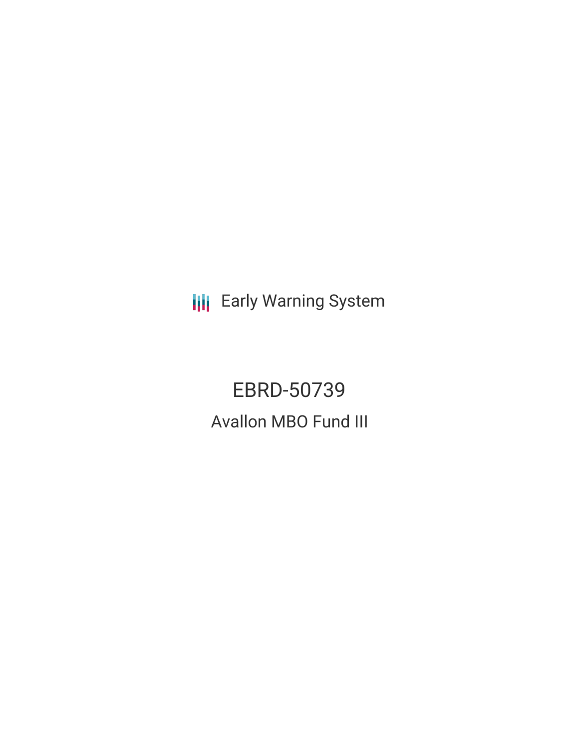Early Warning System

# EBRD-50739

## Avallon MBO Fund III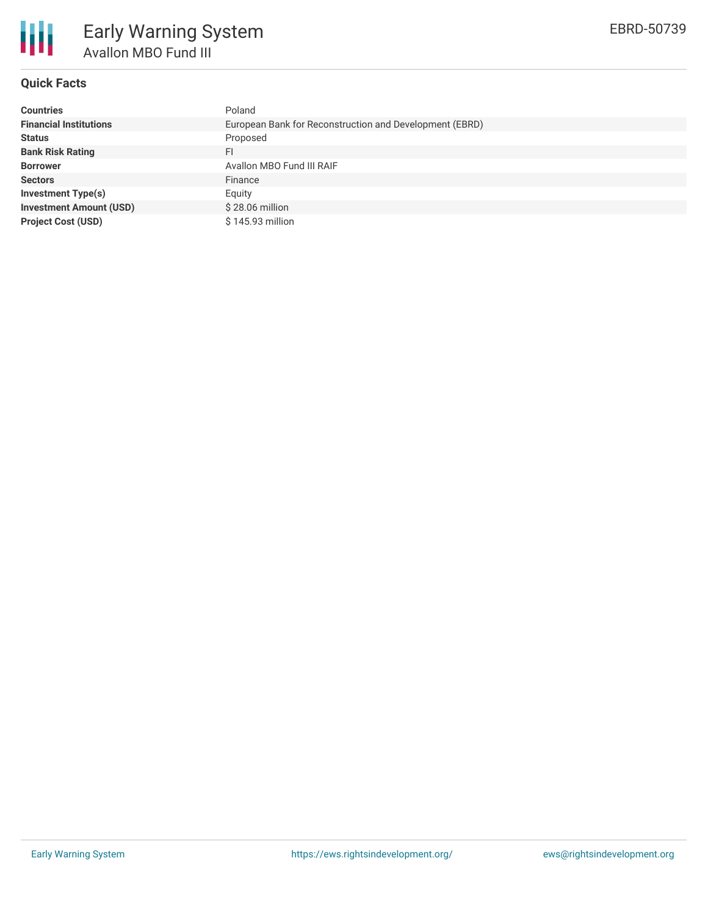## Quick Facts

| | |
|---|---|
| **Countries** | Poland |
| **Financial Institutions** | European Bank for Reconstruction and Development (EBRD) |
| **Status** | Proposed |
| **Bank Risk Rating** | FI |
| **Borrower** | Avallon MBO Fund III RAIF |
| **Sectors** | Finance |
| **Investment Type(s)** | Equity |
| **Investment Amount (USD)** | $ 28.06 million |
| **Project Cost (USD)** | $ 145.93 million |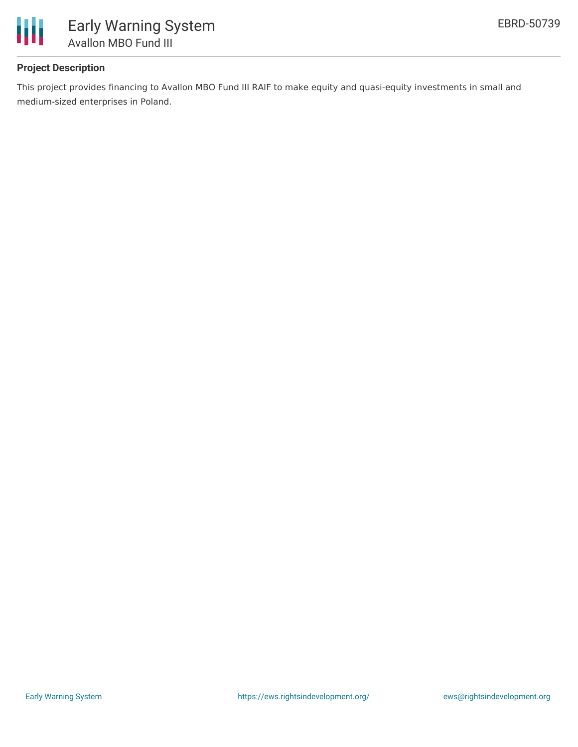### Project Description

This project provides financing to Avallon MBO Fund III RAIF to make equity and quasi-equity investments in small and medium-sized enterprises in Poland.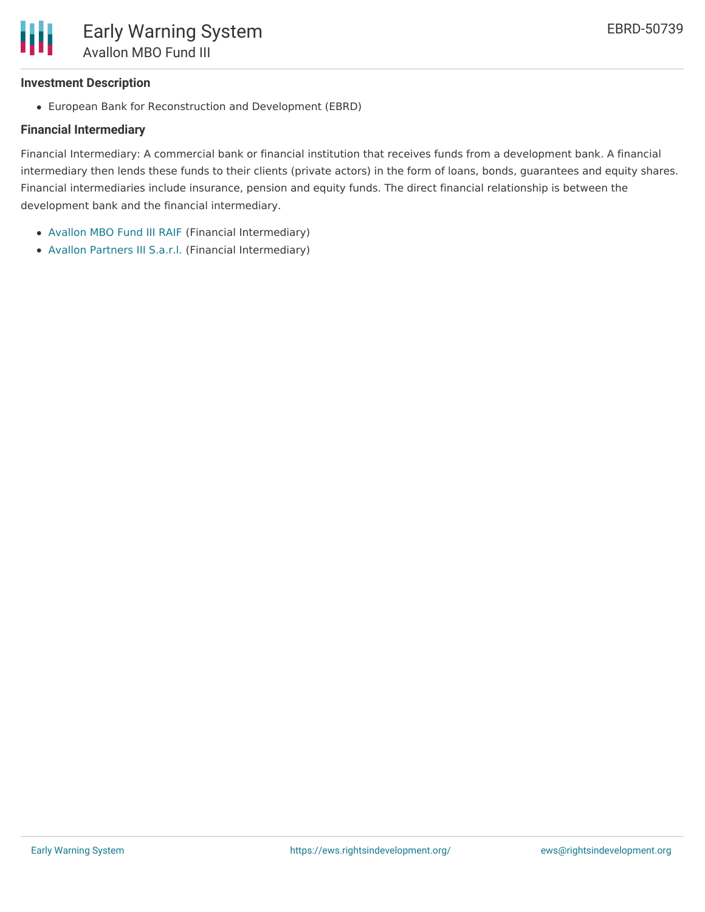### Investment Description

- European Bank for Reconstruction and Development (EBRD)

### Financial Intermediary

Financial Intermediary: A commercial bank or financial institution that receives funds from a development bank. A financial intermediary then lends these funds to their clients (private actors) in the form of loans, bonds, guarantees and equity shares. Financial intermediaries include insurance, pension and equity funds. The direct financial relationship is between the development bank and the financial intermediary.

- Avallon MBO Fund III RAIF (Financial Intermediary)
- Avallon Partners III S.a.r.l. (Financial Intermediary)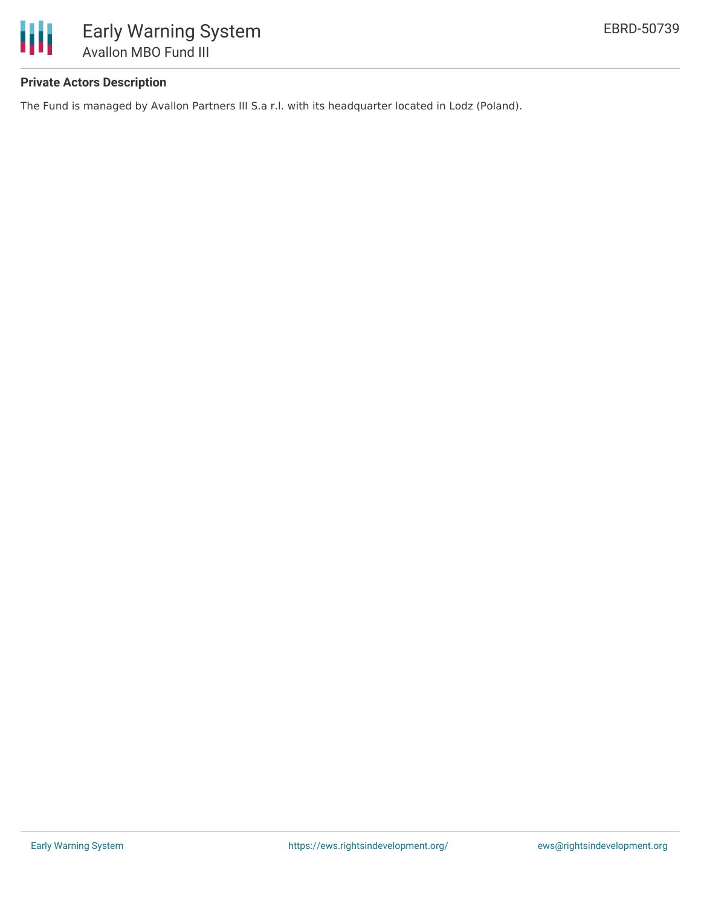**Private Actors Description**

The Fund is managed by Avallon Partners III S.a r.l. with its headquarter located in Lodz (Poland).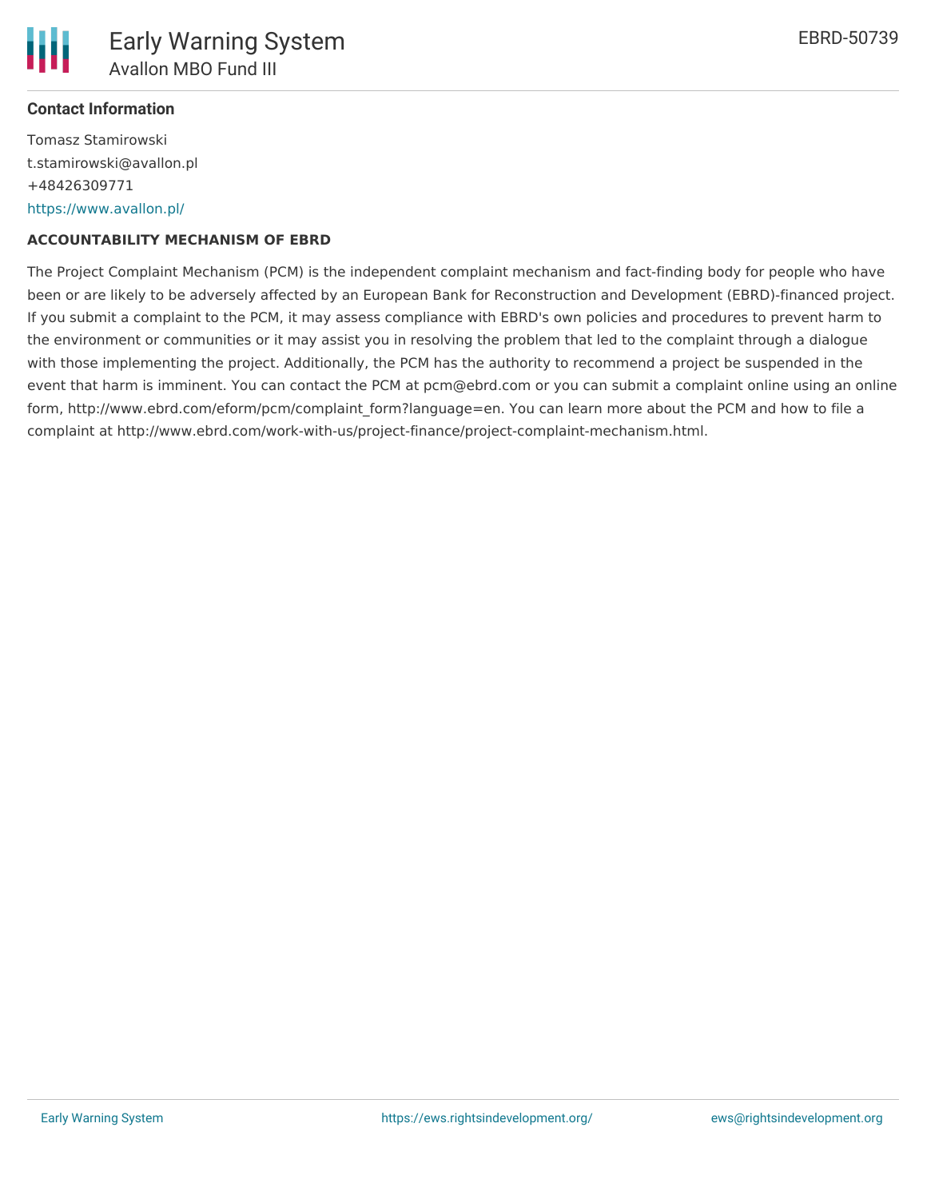**Contact Information**

Tomasz Stamirowski
t.stamirowski@avallon.pl
+48426309771
https://www.avallon.pl/

**ACCOUNTABILITY MECHANISM OF EBRD**

The Project Complaint Mechanism (PCM) is the independent complaint mechanism and fact-finding body for people who have been or are likely to be adversely affected by an European Bank for Reconstruction and Development (EBRD)-financed project. If you submit a complaint to the PCM, it may assess compliance with EBRD's own policies and procedures to prevent harm to the environment or communities or it may assist you in resolving the problem that led to the complaint through a dialogue with those implementing the project. Additionally, the PCM has the authority to recommend a project be suspended in the event that harm is imminent. You can contact the PCM at pcm@ebrd.com or you can submit a complaint online using an online form, http://www.ebrd.com/eform/pcm/complaint_form?language=en. You can learn more about the PCM and how to file a complaint at http://www.ebrd.com/work-with-us/project-finance/project-complaint-mechanism.html.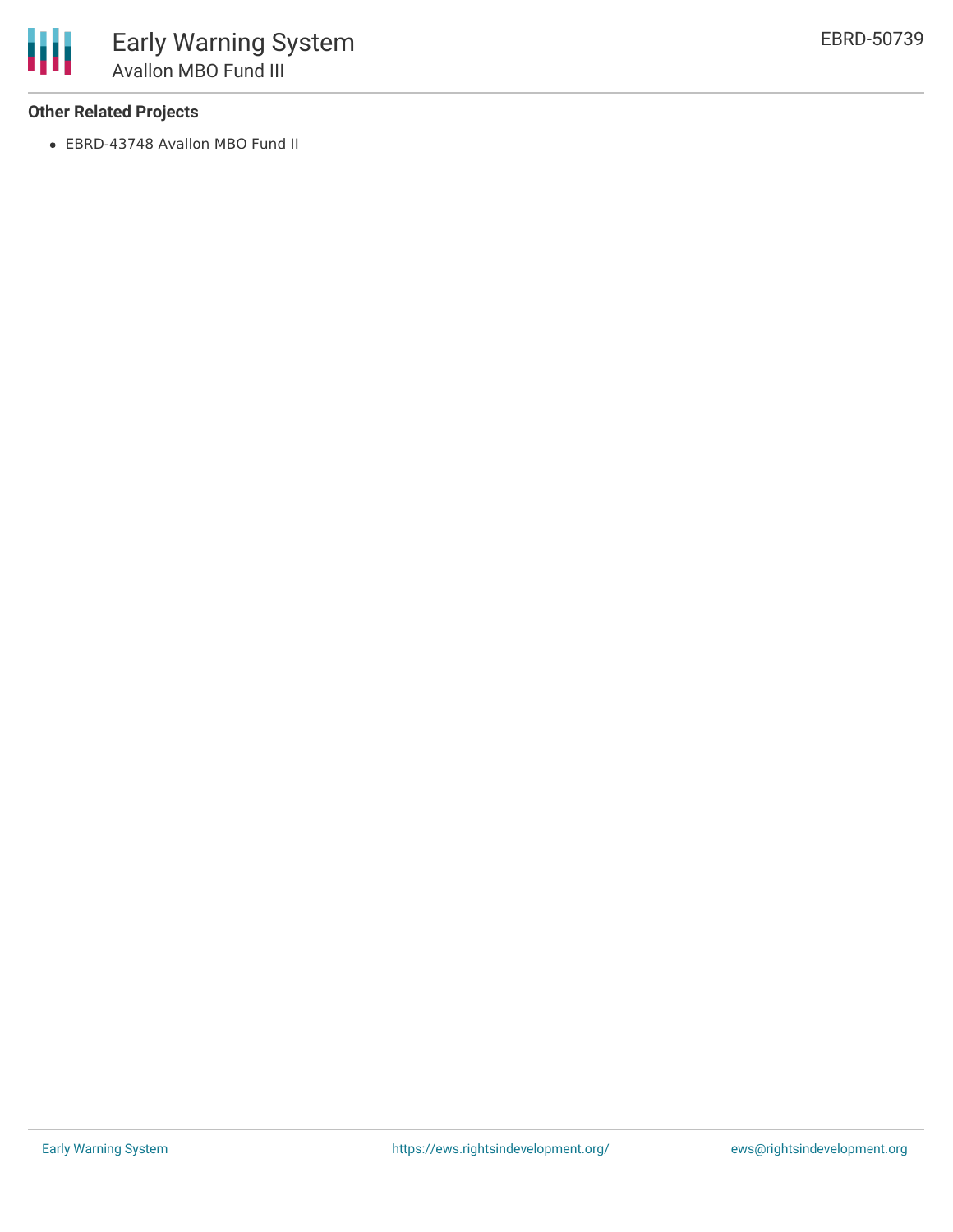**Other Related Projects**

- EBRD-43748 Avallon MBO Fund II